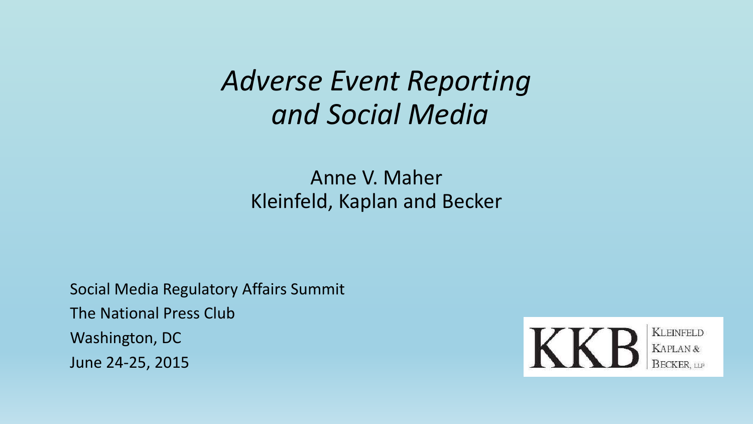# *Adverse Event Reporting and Social Media*

Anne V. Maher
Kleinfeld, Kaplan and Becker

Social Media Regulatory Affairs Summit
The National Press Club
Washington, DC
June 24-25, 2015

KKB KLEINFELD KAPLAN & BECKER, LLP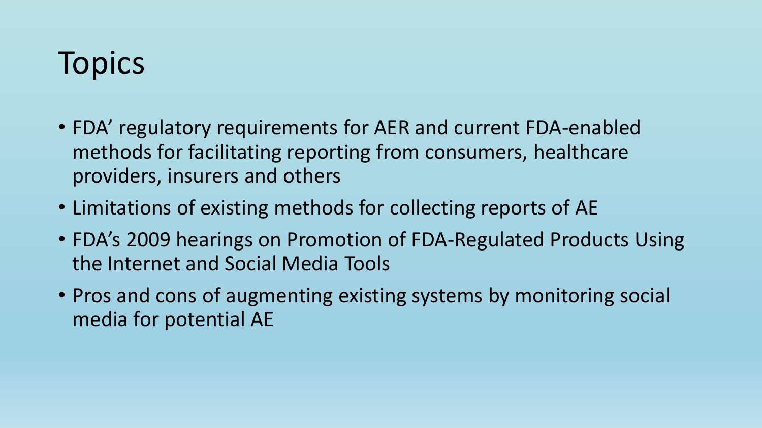# Topics

- FDA' regulatory requirements for AER and current FDA-enabled methods for facilitating reporting from consumers, healthcare providers, insurers and others
- Limitations of existing methods for collecting reports of AE
- FDA's 2009 hearings on Promotion of FDA-Regulated Products Using the Internet and Social Media Tools
- Pros and cons of augmenting existing systems by monitoring social media for potential AE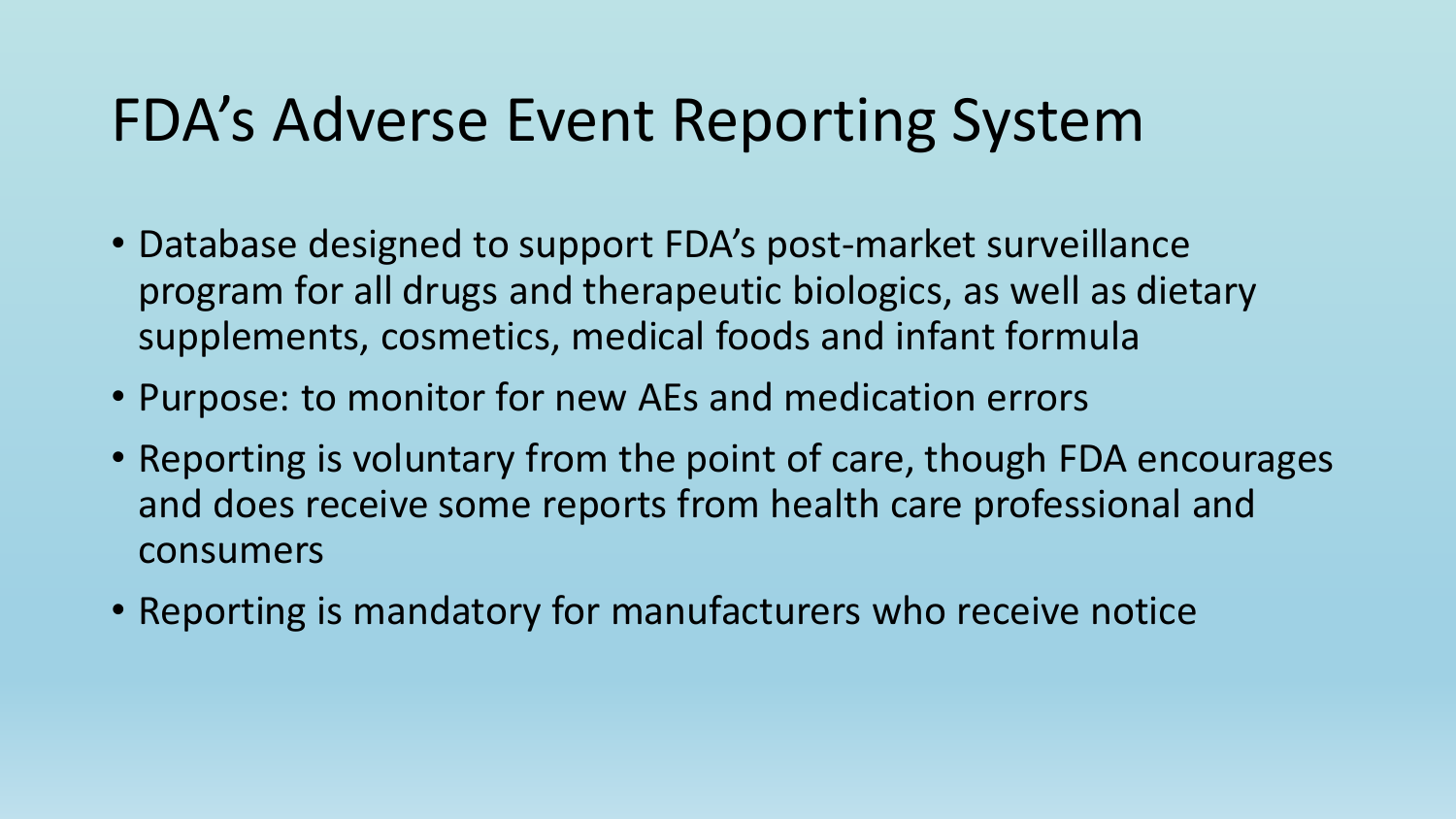# FDA's Adverse Event Reporting System

- Database designed to support FDA's post-market surveillance program for all drugs and therapeutic biologics, as well as dietary supplements, cosmetics, medical foods and infant formula
- Purpose: to monitor for new AEs and medication errors
- Reporting is voluntary from the point of care, though FDA encourages and does receive some reports from health care professional and consumers
- Reporting is mandatory for manufacturers who receive notice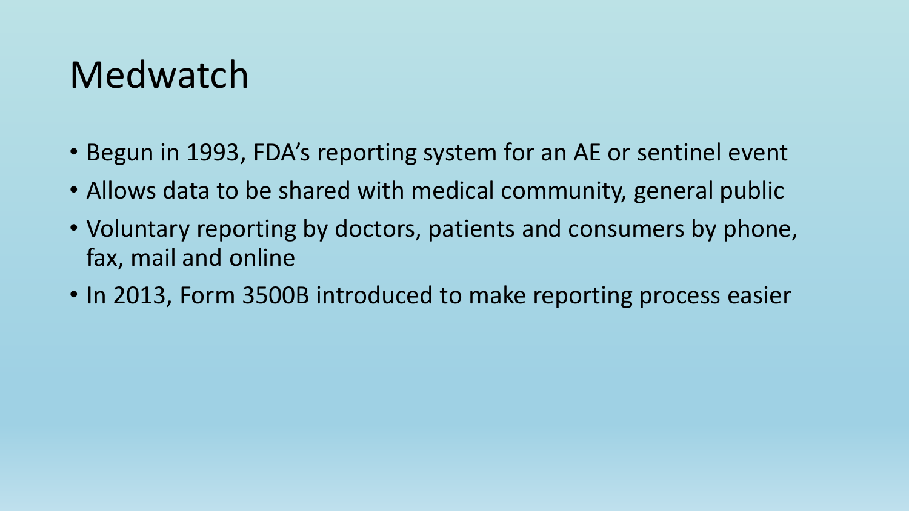# Medwatch

- Begun in 1993, FDA's reporting system for an AE or sentinel event
- Allows data to be shared with medical community, general public
- Voluntary reporting by doctors, patients and consumers by phone, fax, mail and online
- In 2013, Form 3500B introduced to make reporting process easier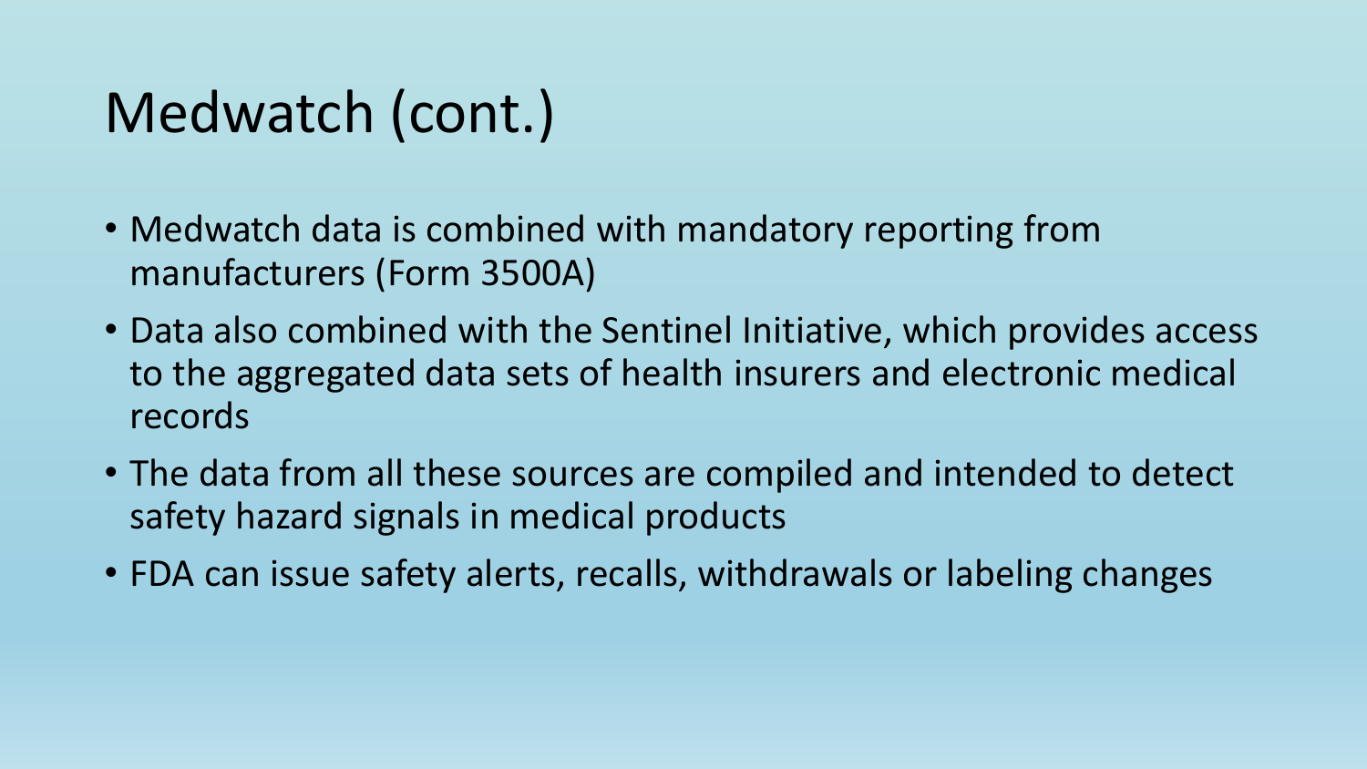# Medwatch (cont.)

- Medwatch data is combined with mandatory reporting from manufacturers (Form 3500A)
- Data also combined with the Sentinel Initiative, which provides access to the aggregated data sets of health insurers and electronic medical records
- The data from all these sources are compiled and intended to detect safety hazard signals in medical products
- FDA can issue safety alerts, recalls, withdrawals or labeling changes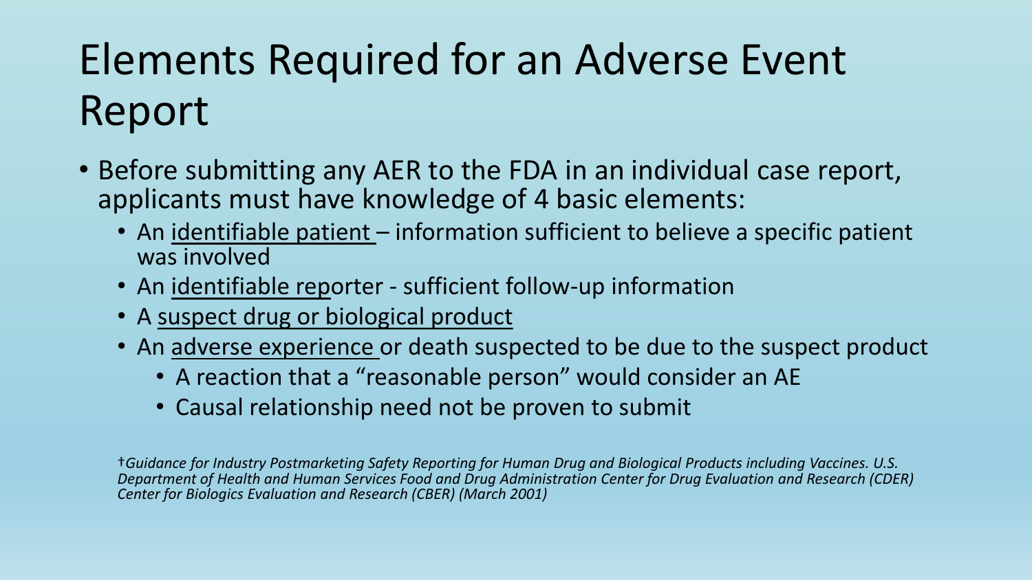# Elements Required for an Adverse Event Report

- Before submitting any AER to the FDA in an individual case report, applicants must have knowledge of 4 basic elements:
  - An identifiable patient – information sufficient to believe a specific patient was involved
  - An identifiable reporter - sufficient follow-up information
  - A suspect drug or biological product
  - An adverse experience or death suspected to be due to the suspect product
    - A reaction that a "reasonable person" would consider an AE
    - Causal relationship need not be proven to submit

†*Guidance for Industry Postmarketing Safety Reporting for Human Drug and Biological Products including Vaccines. U.S. Department of Health and Human Services Food and Drug Administration Center for Drug Evaluation and Research (CDER) Center for Biologics Evaluation and Research (CBER) (March 2001)*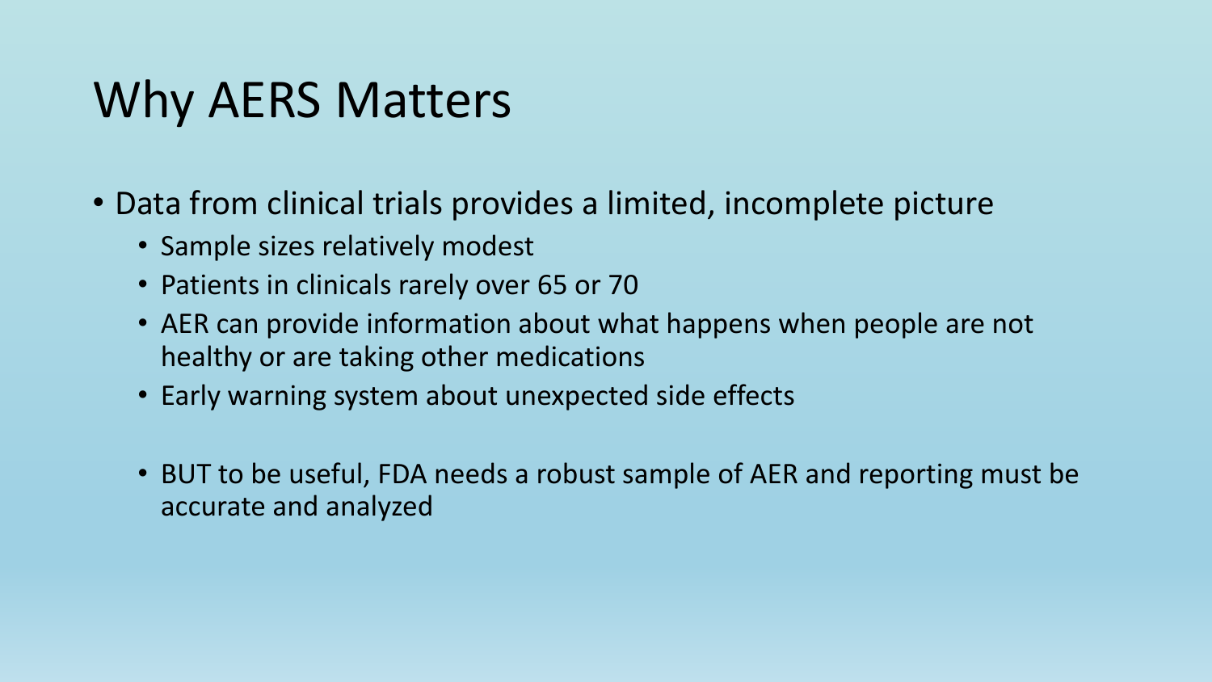# Why AERS Matters

- Data from clinical trials provides a limited, incomplete picture
  - Sample sizes relatively modest
  - Patients in clinicals rarely over 65 or 70
  - AER can provide information about what happens when people are not healthy or are taking other medications
  - Early warning system about unexpected side effects

  - BUT to be useful, FDA needs a robust sample of AER and reporting must be accurate and analyzed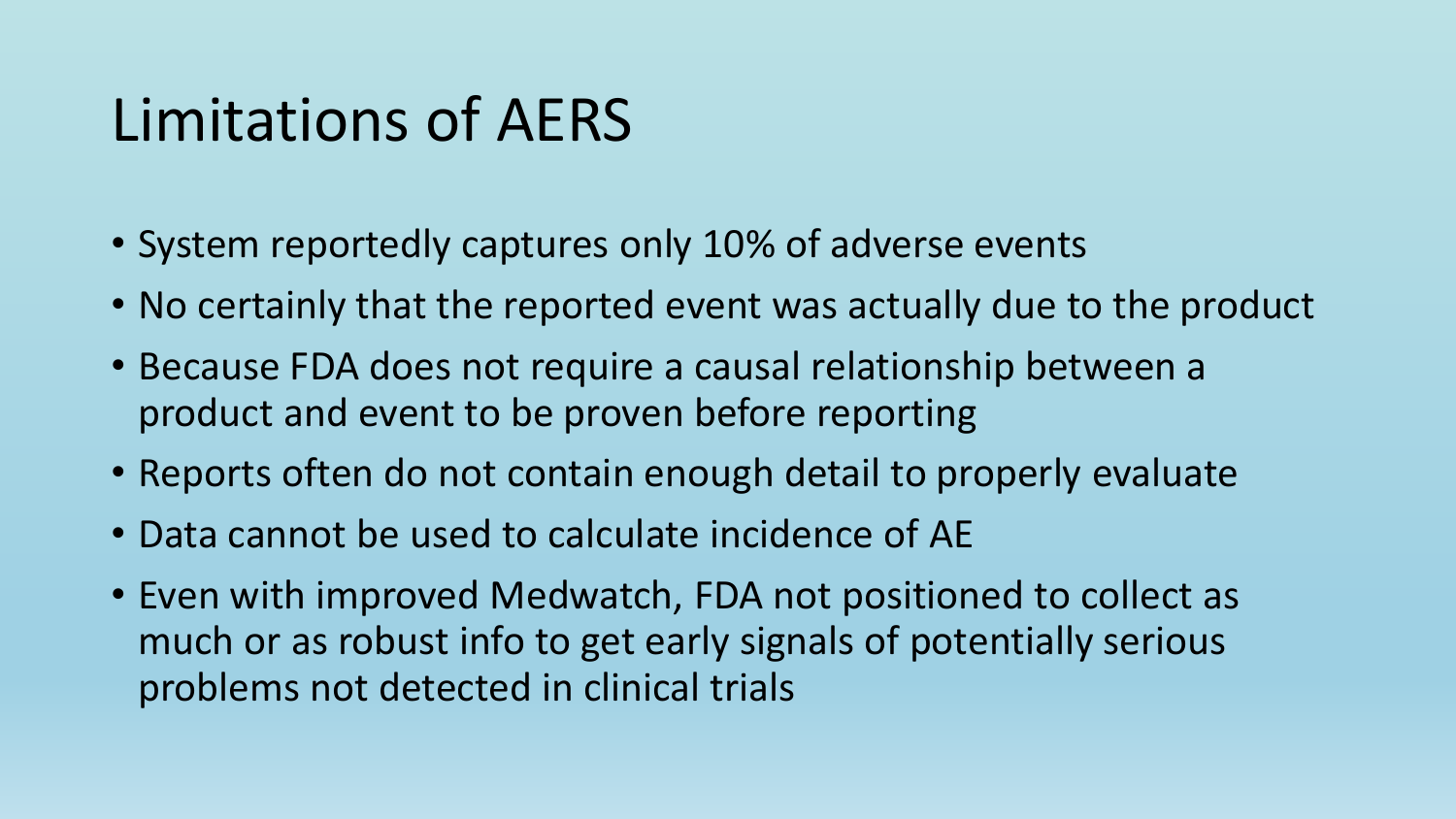# Limitations of AERS

- System reportedly captures only 10% of adverse events
- No certainly that the reported event was actually due to the product
- Because FDA does not require a causal relationship between a product and event to be proven before reporting
- Reports often do not contain enough detail to properly evaluate
- Data cannot be used to calculate incidence of AE
- Even with improved Medwatch, FDA not positioned to collect as much or as robust info to get early signals of potentially serious problems not detected in clinical trials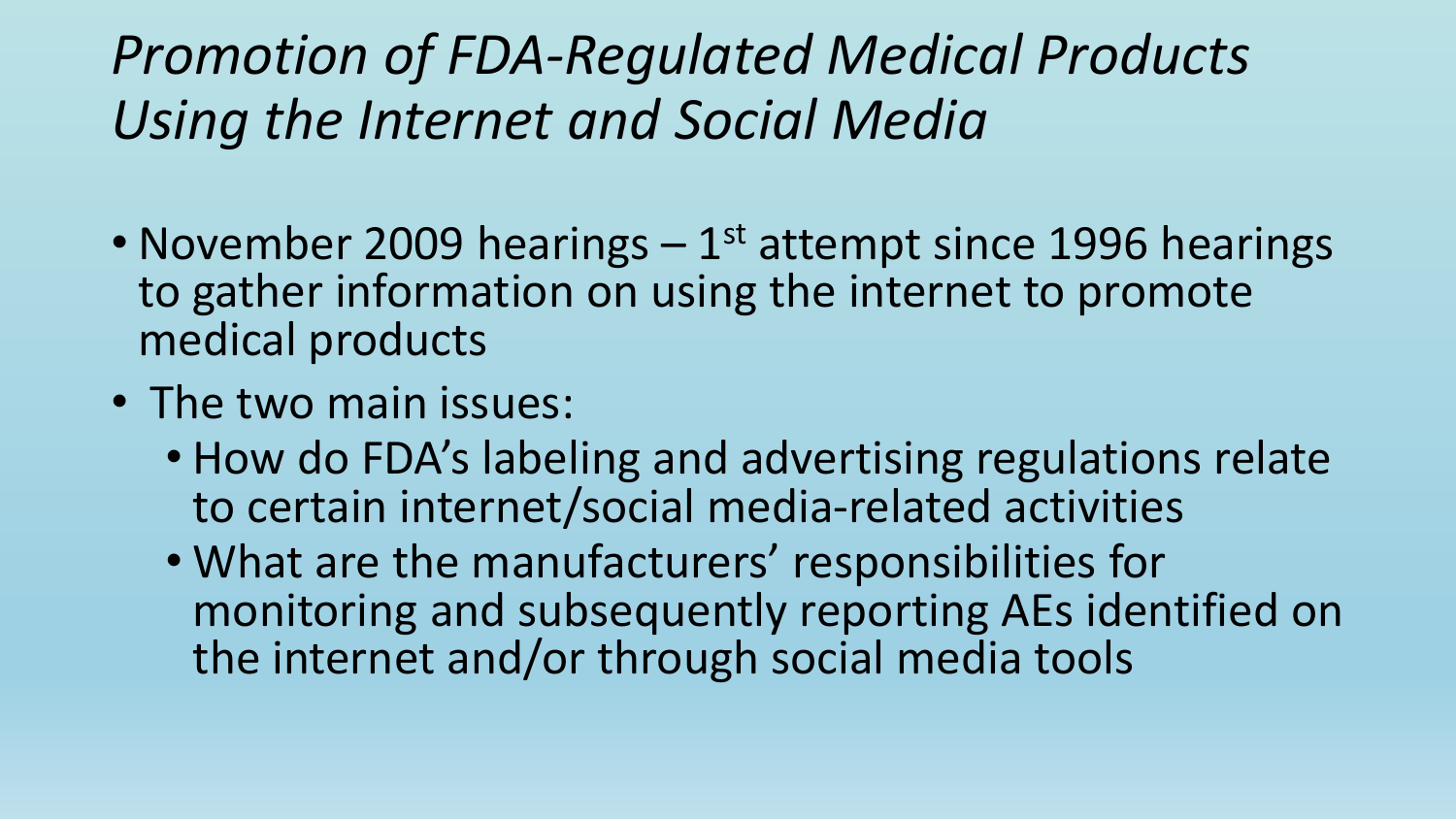# *Promotion of FDA-Regulated Medical Products Using the Internet and Social Media*

- November 2009 hearings – 1st attempt since 1996 hearings to gather information on using the internet to promote medical products
- The two main issues:
  - How do FDA's labeling and advertising regulations relate to certain internet/social media-related activities
  - What are the manufacturers' responsibilities for monitoring and subsequently reporting AEs identified on the internet and/or through social media tools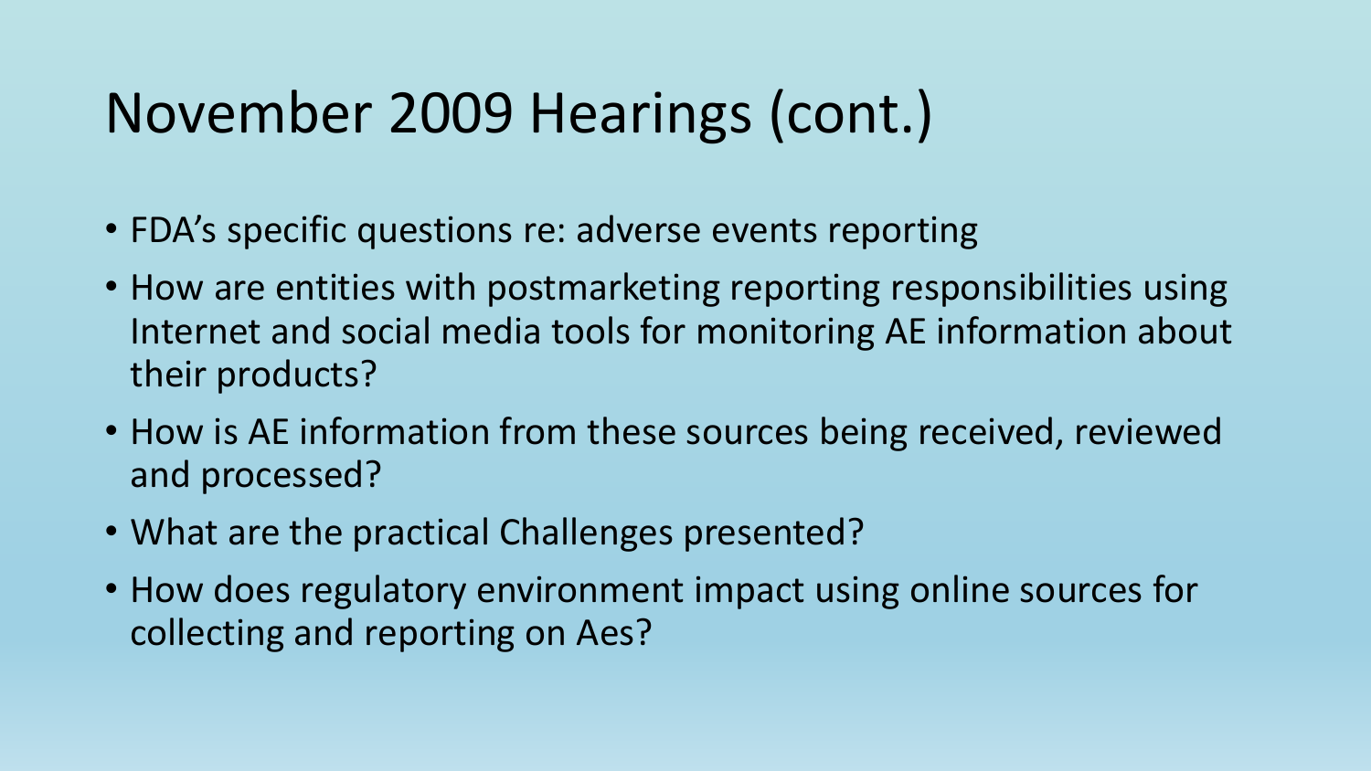# November 2009 Hearings (cont.)

- FDA's specific questions re: adverse events reporting
- How are entities with postmarketing reporting responsibilities using Internet and social media tools for monitoring AE information about their products?
- How is AE information from these sources being received, reviewed and processed?
- What are the practical Challenges presented?
- How does regulatory environment impact using online sources for collecting and reporting on Aes?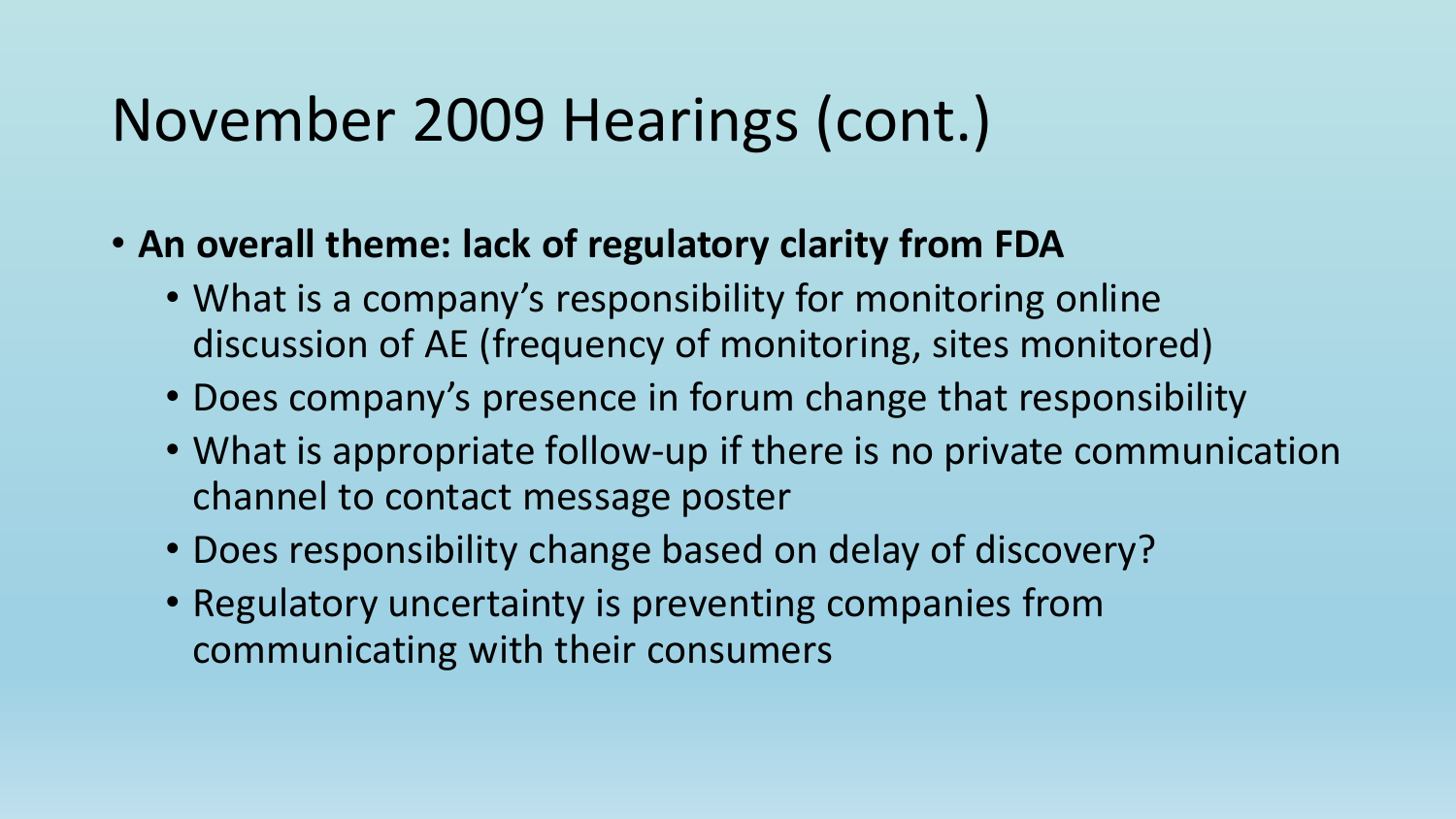# November 2009 Hearings (cont.)

- **An overall theme: lack of regulatory clarity from FDA**
  - What is a company's responsibility for monitoring online discussion of AE (frequency of monitoring, sites monitored)
  - Does company's presence in forum change that responsibility
  - What is appropriate follow-up if there is no private communication channel to contact message poster
  - Does responsibility change based on delay of discovery?
  - Regulatory uncertainty is preventing companies from communicating with their consumers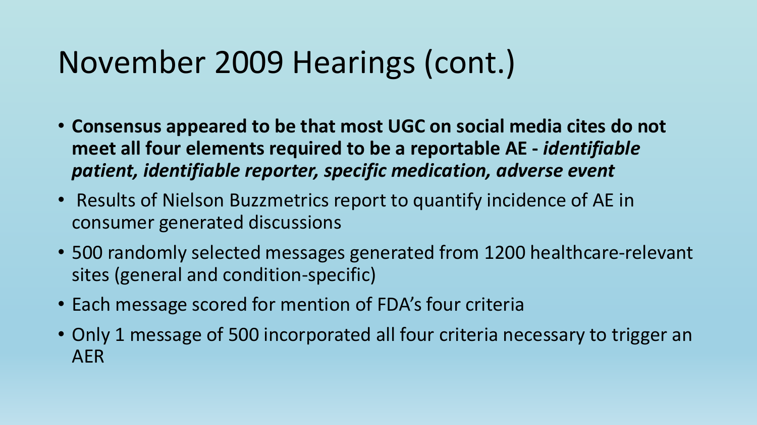# November 2009 Hearings (cont.)

- **Consensus appeared to be that most UGC on social media cites do not meet all four elements required to be a reportable AE -** ***identifiable patient, identifiable reporter, specific medication, adverse event***
- Results of Nielson Buzzmetrics report to quantify incidence of AE in consumer generated discussions
- 500 randomly selected messages generated from 1200 healthcare-relevant sites (general and condition-specific)
- Each message scored for mention of FDA's four criteria
- Only 1 message of 500 incorporated all four criteria necessary to trigger an AER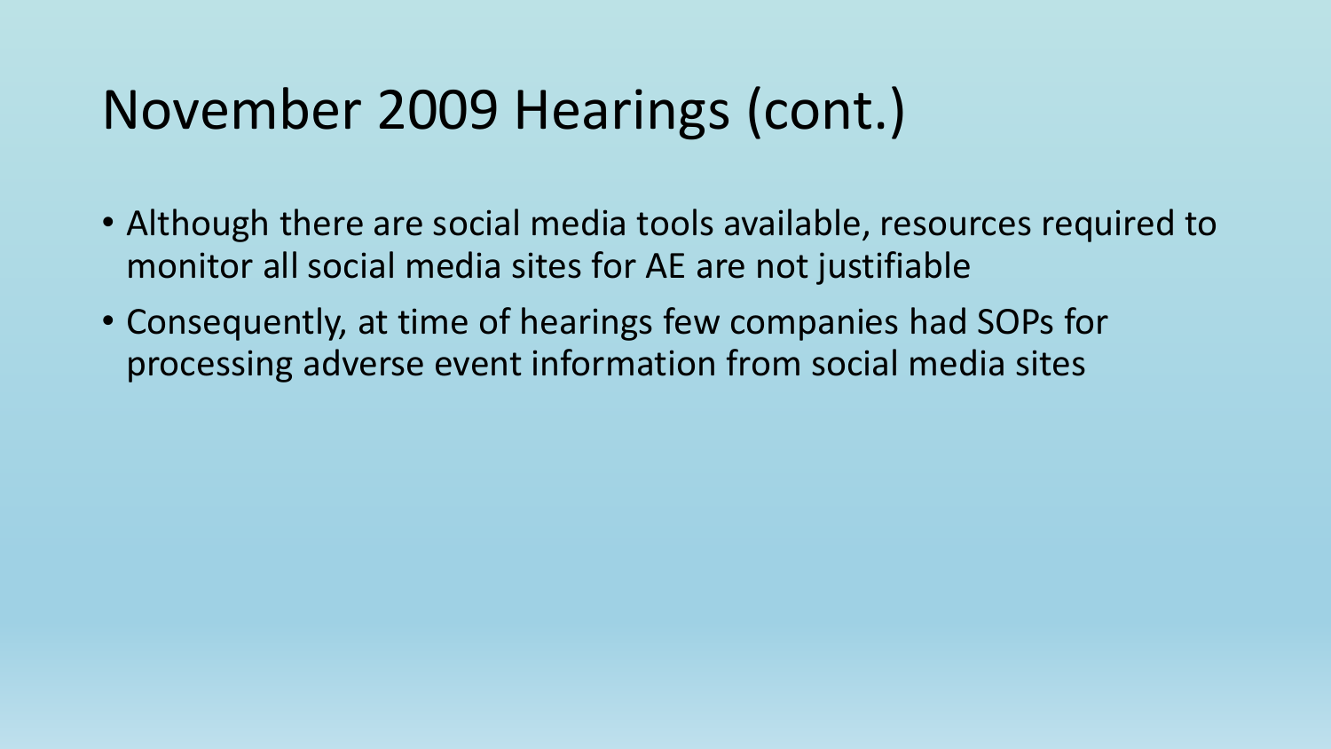# November 2009 Hearings (cont.)

- Although there are social media tools available, resources required to monitor all social media sites for AE are not justifiable
- Consequently, at time of hearings few companies had SOPs for processing adverse event information from social media sites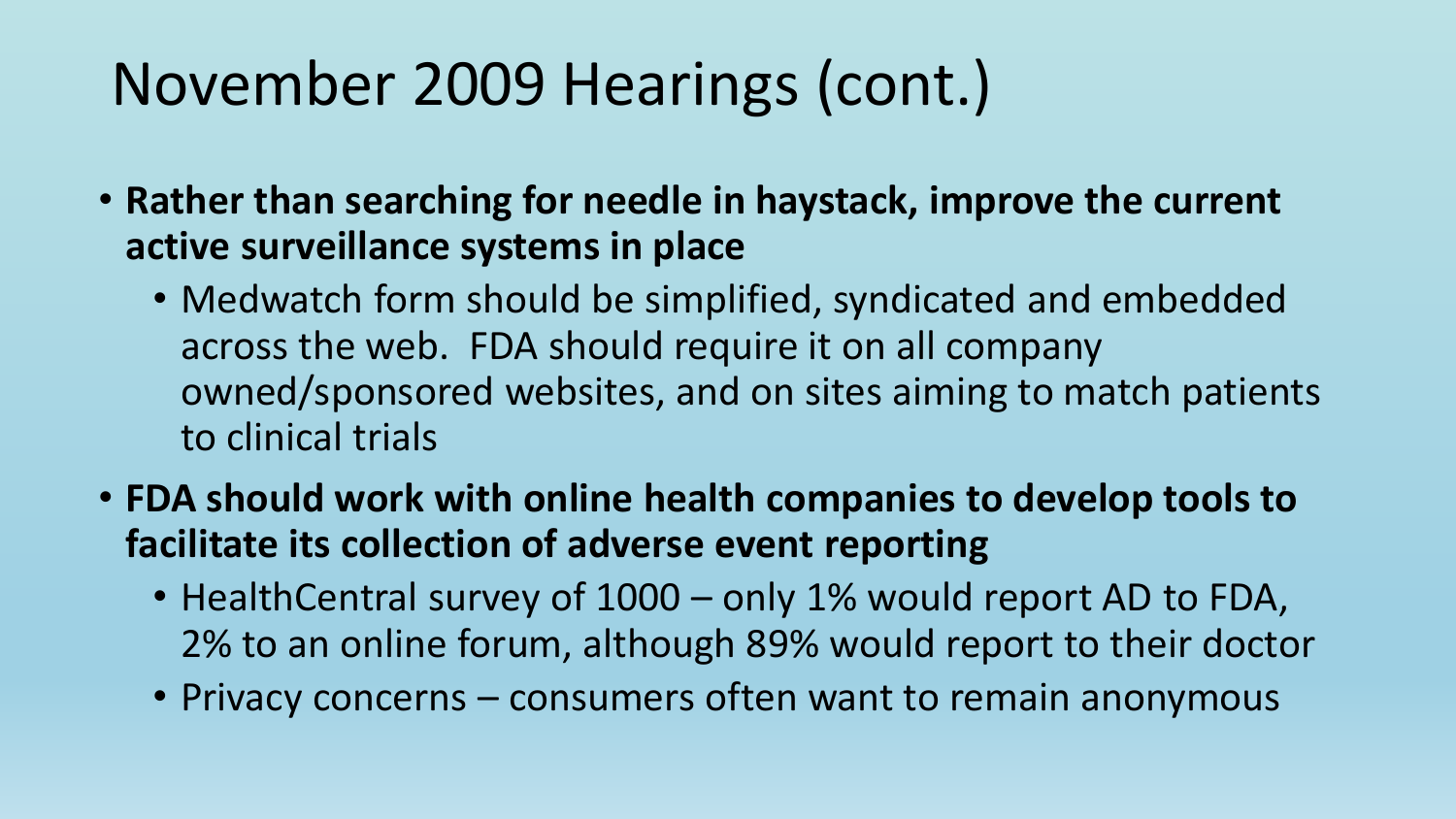# November 2009 Hearings (cont.)

- **Rather than searching for needle in haystack, improve the current active surveillance systems in place**
  - Medwatch form should be simplified, syndicated and embedded across the web. FDA should require it on all company owned/sponsored websites, and on sites aiming to match patients to clinical trials
- **FDA should work with online health companies to develop tools to facilitate its collection of adverse event reporting**
  - HealthCentral survey of 1000 – only 1% would report AD to FDA, 2% to an online forum, although 89% would report to their doctor
  - Privacy concerns – consumers often want to remain anonymous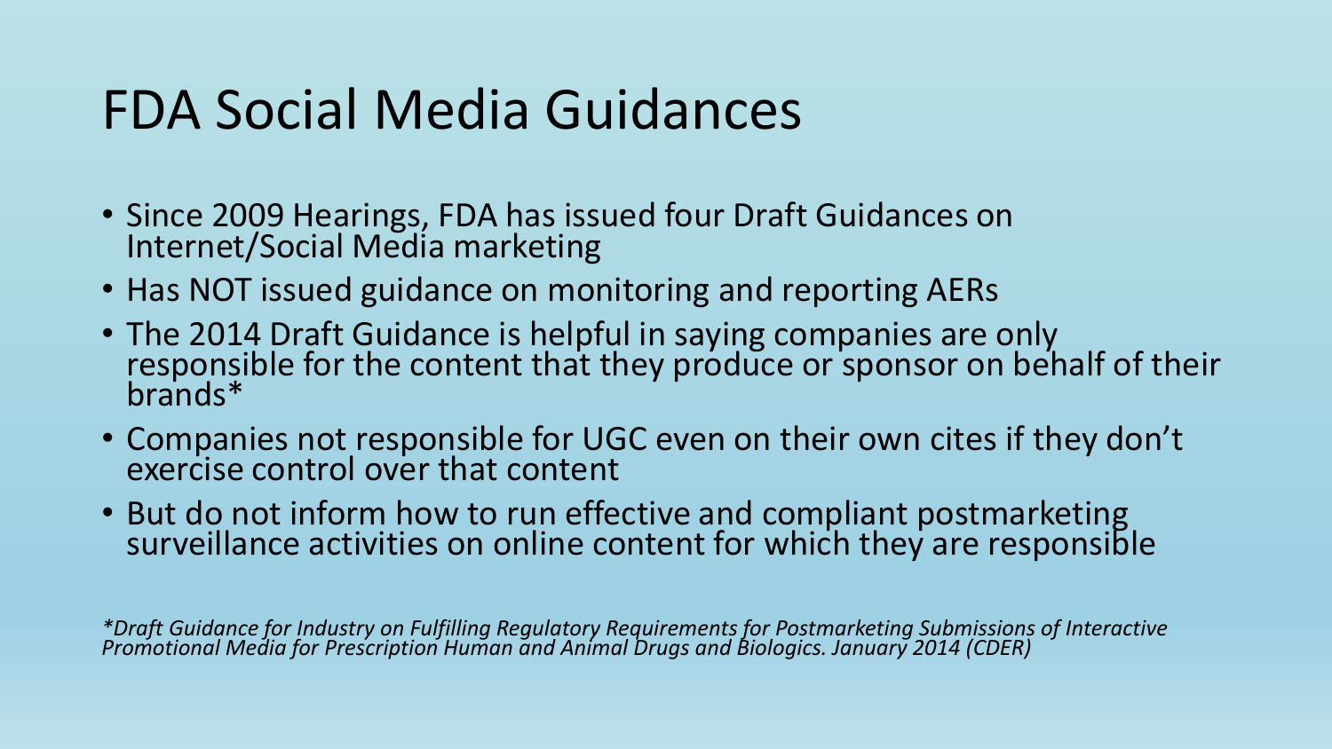# FDA Social Media Guidances

- Since 2009 Hearings, FDA has issued four Draft Guidances on Internet/Social Media marketing
- Has NOT issued guidance on monitoring and reporting AERs
- The 2014 Draft Guidance is helpful in saying companies are only responsible for the content that they produce or sponsor on behalf of their brands*
- Companies not responsible for UGC even on their own cites if they don't exercise control over that content
- But do not inform how to run effective and compliant postmarketing surveillance activities on online content for which they are responsible

**Draft Guidance for Industry on Fulfilling Regulatory Requirements for Postmarketing Submissions of Interactive Promotional Media for Prescription Human and Animal Drugs and Biologics. January 2014 (CDER)*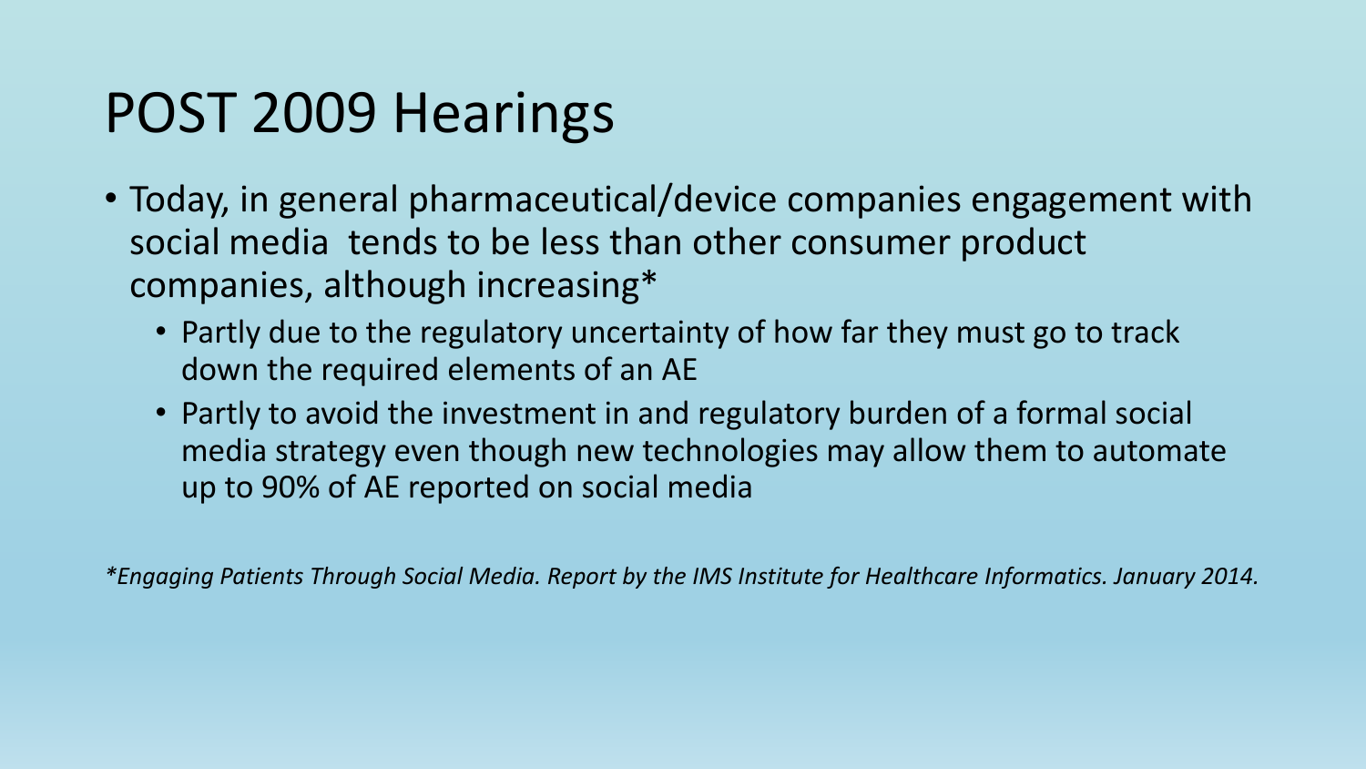# POST 2009 Hearings

- Today, in general pharmaceutical/device companies engagement with social media  tends to be less than other consumer product companies, although increasing*
  - Partly due to the regulatory uncertainty of how far they must go to track down the required elements of an AE
  - Partly to avoid the investment in and regulatory burden of a formal social media strategy even though new technologies may allow them to automate up to 90% of AE reported on social media

**Engaging Patients Through Social Media. Report by the IMS Institute for Healthcare Informatics. January 2014.*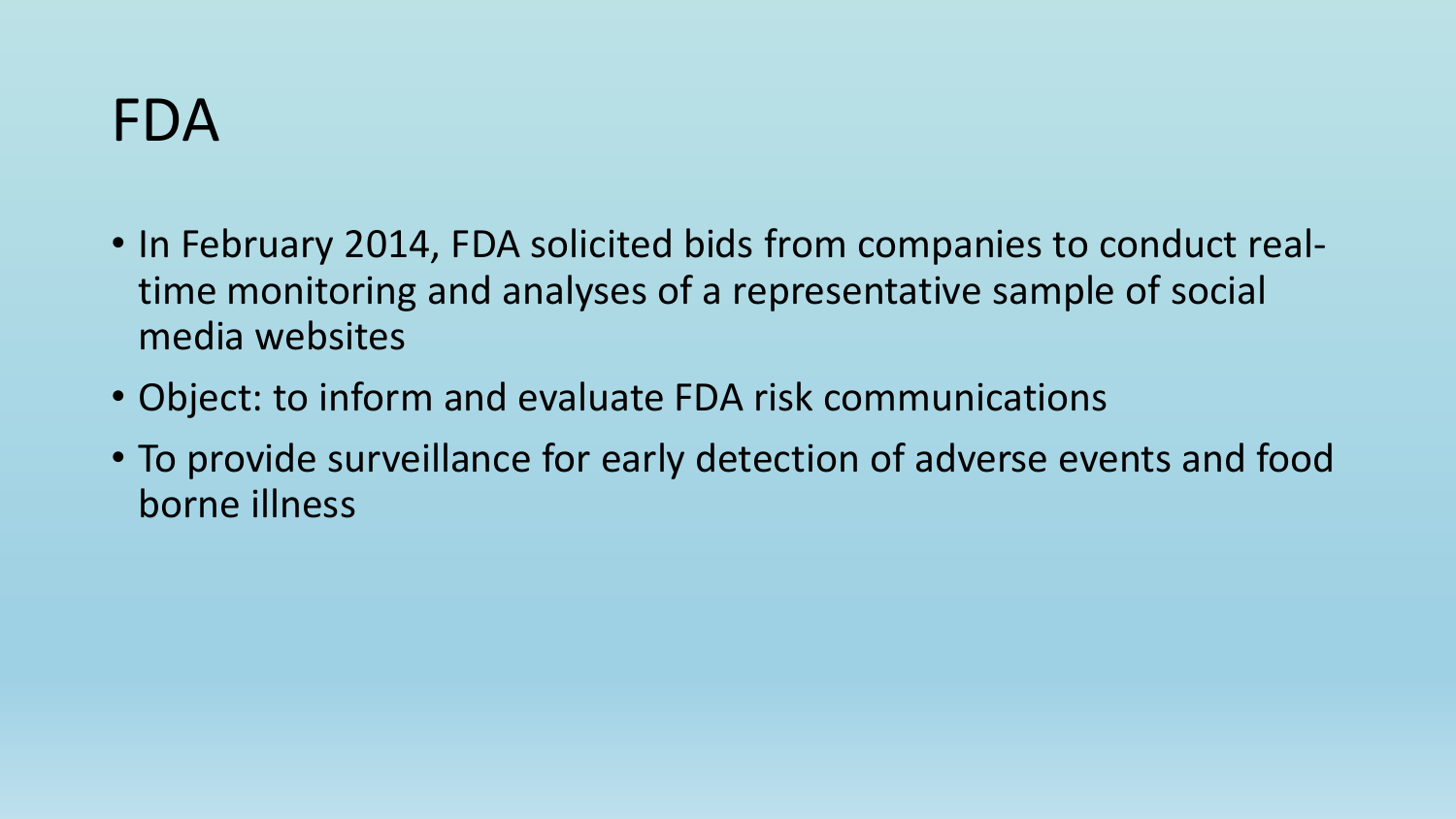# FDA

- In February 2014, FDA solicited bids from companies to conduct real-time monitoring and analyses of a representative sample of social media websites
- Object: to inform and evaluate FDA risk communications
- To provide surveillance for early detection of adverse events and food borne illness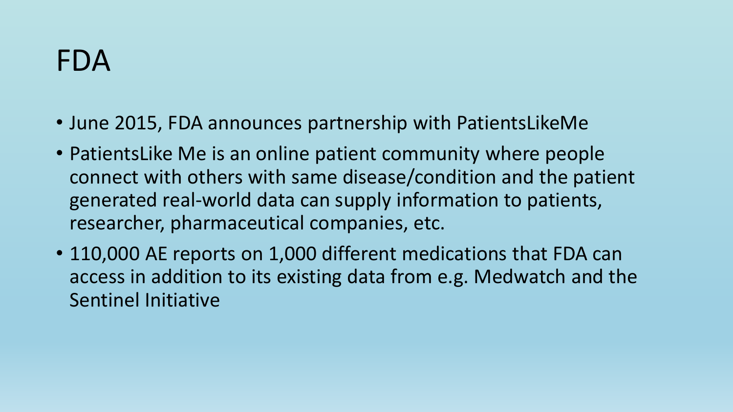# FDA

- June 2015, FDA announces partnership with PatientsLikeMe
- PatientsLike Me is an online patient community where people connect with others with same disease/condition and the patient generated real-world data can supply information to patients, researcher, pharmaceutical companies, etc.
- 110,000 AE reports on 1,000 different medications that FDA can access in addition to its existing data from e.g. Medwatch and the Sentinel Initiative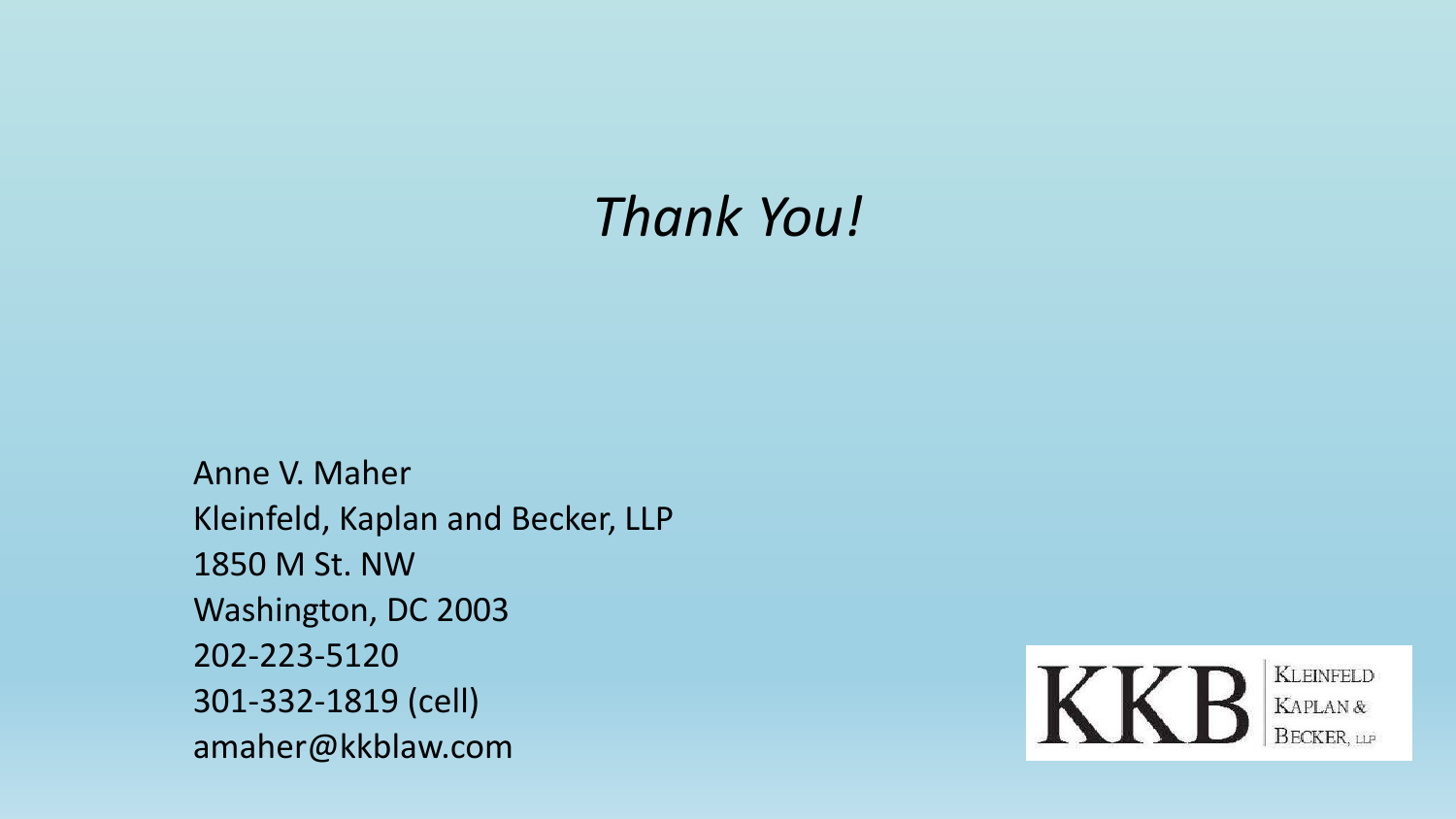# *Thank You!*

Anne V. Maher
Kleinfeld, Kaplan and Becker, LLP
1850 M St. NW
Washington, DC 2003
202-223-5120
301-332-1819 (cell)
amaher@kkblaw.com

KKB | KLEINFELD KAPLAN & BECKER, LLP